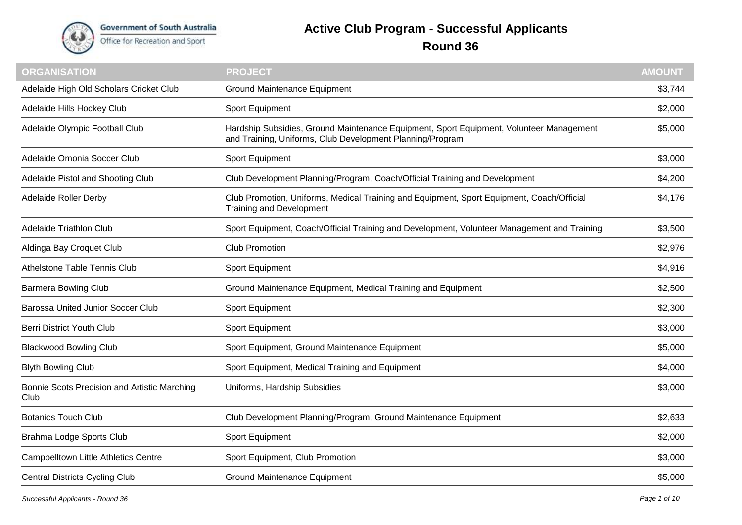# Active Club Program - Successful Applicants

## Round 36

| ORGANISATION | PROJECT | AMOUNT |
|---|---|---|
| Adelaide High Old Scholars Cricket Club | Ground Maintenance Equipment | $3,744 |
| Adelaide Hills Hockey Club | Sport Equipment | $2,000 |
| Adelaide Olympic Football Club | Hardship Subsidies, Ground Maintenance Equipment, Sport Equipment, Volunteer Management and Training, Uniforms, Club Development Planning/Program | $5,000 |
| Adelaide Omonia Soccer Club | Sport Equipment | $3,000 |
| Adelaide Pistol and Shooting Club | Club Development Planning/Program, Coach/Official Training and Development | $4,200 |
| Adelaide Roller Derby | Club Promotion, Uniforms, Medical Training and Equipment, Sport Equipment, Coach/Official Training and Development | $4,176 |
| Adelaide Triathlon Club | Sport Equipment, Coach/Official Training and Development, Volunteer Management and Training | $3,500 |
| Aldinga Bay Croquet Club | Club Promotion | $2,976 |
| Athelstone Table Tennis Club | Sport Equipment | $4,916 |
| Barmera Bowling Club | Ground Maintenance Equipment, Medical Training and Equipment | $2,500 |
| Barossa United Junior Soccer Club | Sport Equipment | $2,300 |
| Berri District Youth Club | Sport Equipment | $3,000 |
| Blackwood Bowling Club | Sport Equipment, Ground Maintenance Equipment | $5,000 |
| Blyth Bowling Club | Sport Equipment, Medical Training and Equipment | $4,000 |
| Bonnie Scots Precision and Artistic Marching Club | Uniforms, Hardship Subsidies | $3,000 |
| Botanics Touch Club | Club Development Planning/Program, Ground Maintenance Equipment | $2,633 |
| Brahma Lodge Sports Club | Sport Equipment | $2,000 |
| Campbelltown Little Athletics Centre | Sport Equipment, Club Promotion | $3,000 |
| Central Districts Cycling Club | Ground Maintenance Equipment | $5,000 |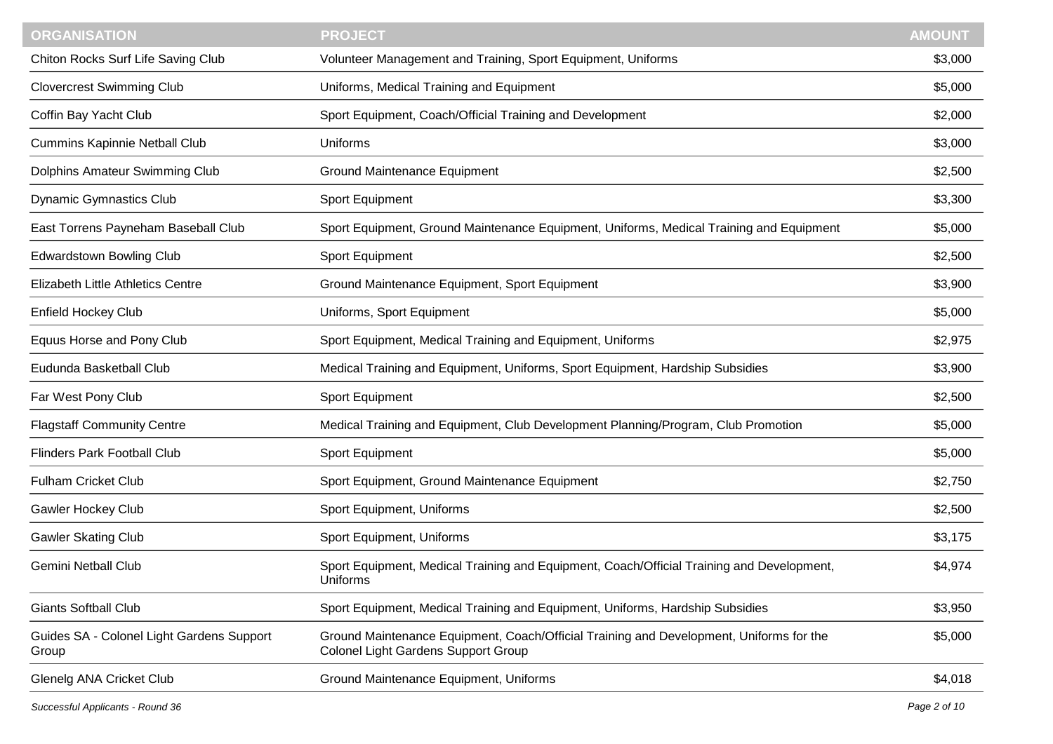| ORGANISATION | PROJECT | AMOUNT |
| --- | --- | --- |
| Chiton Rocks Surf Life Saving Club | Volunteer Management and Training, Sport Equipment, Uniforms | $3,000 |
| Clovercrest Swimming Club | Uniforms, Medical Training and Equipment | $5,000 |
| Coffin Bay Yacht Club | Sport Equipment, Coach/Official Training and Development | $2,000 |
| Cummins Kapinnie Netball Club | Uniforms | $3,000 |
| Dolphins Amateur Swimming Club | Ground Maintenance Equipment | $2,500 |
| Dynamic Gymnastics Club | Sport Equipment | $3,300 |
| East Torrens Payneham Baseball Club | Sport Equipment, Ground Maintenance Equipment, Uniforms, Medical Training and Equipment | $5,000 |
| Edwardstown Bowling Club | Sport Equipment | $2,500 |
| Elizabeth Little Athletics Centre | Ground Maintenance Equipment, Sport Equipment | $3,900 |
| Enfield Hockey Club | Uniforms, Sport Equipment | $5,000 |
| Equus Horse and Pony Club | Sport Equipment, Medical Training and Equipment, Uniforms | $2,975 |
| Eudunda Basketball Club | Medical Training and Equipment, Uniforms, Sport Equipment, Hardship Subsidies | $3,900 |
| Far West Pony Club | Sport Equipment | $2,500 |
| Flagstaff Community Centre | Medical Training and Equipment, Club Development Planning/Program, Club Promotion | $5,000 |
| Flinders Park Football Club | Sport Equipment | $5,000 |
| Fulham Cricket Club | Sport Equipment, Ground Maintenance Equipment | $2,750 |
| Gawler Hockey Club | Sport Equipment, Uniforms | $2,500 |
| Gawler Skating Club | Sport Equipment, Uniforms | $3,175 |
| Gemini Netball Club | Sport Equipment, Medical Training and Equipment, Coach/Official Training and Development, Uniforms | $4,974 |
| Giants Softball Club | Sport Equipment, Medical Training and Equipment, Uniforms, Hardship Subsidies | $3,950 |
| Guides SA - Colonel Light Gardens Support Group | Ground Maintenance Equipment, Coach/Official Training and Development, Uniforms for the Colonel Light Gardens Support Group | $5,000 |
| Glenelg ANA Cricket Club | Ground Maintenance Equipment, Uniforms | $4,018 |

*Successful Applicants - Round 36*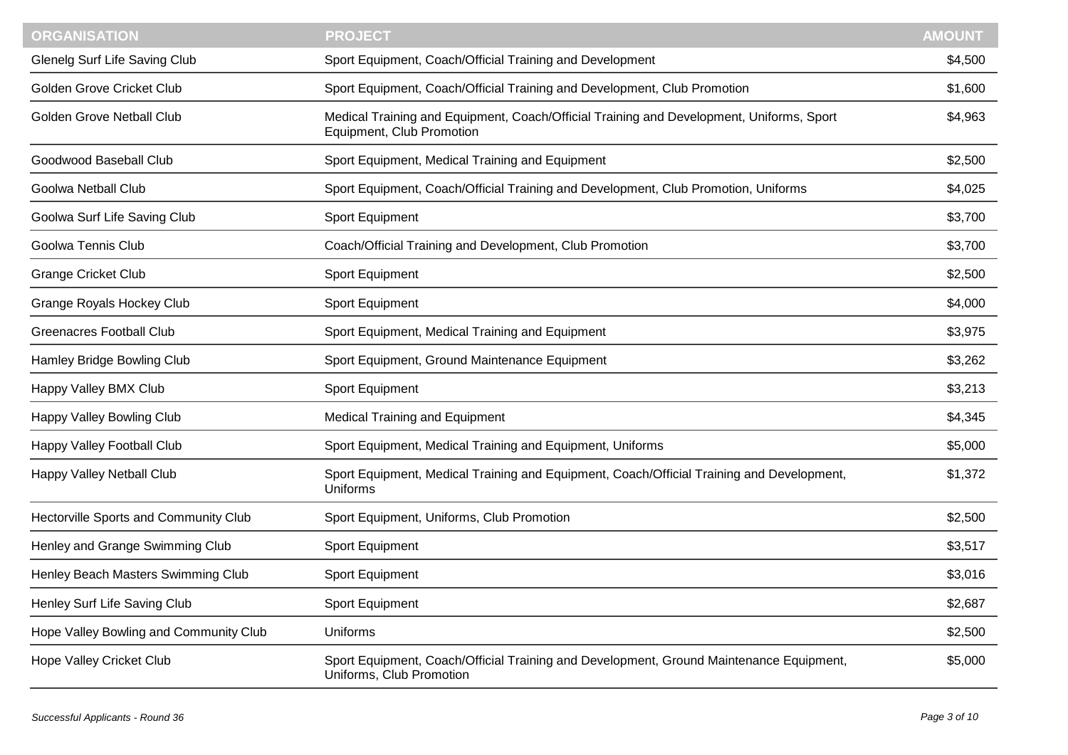| ORGANISATION | PROJECT | AMOUNT |
| --- | --- | --- |
| Glenelg Surf Life Saving Club | Sport Equipment, Coach/Official Training and Development | $4,500 |
| Golden Grove Cricket Club | Sport Equipment, Coach/Official Training and Development, Club Promotion | $1,600 |
| Golden Grove Netball Club | Medical Training and Equipment, Coach/Official Training and Development, Uniforms, Sport Equipment, Club Promotion | $4,963 |
| Goodwood Baseball Club | Sport Equipment, Medical Training and Equipment | $2,500 |
| Goolwa Netball Club | Sport Equipment, Coach/Official Training and Development, Club Promotion, Uniforms | $4,025 |
| Goolwa Surf Life Saving Club | Sport Equipment | $3,700 |
| Goolwa Tennis Club | Coach/Official Training and Development, Club Promotion | $3,700 |
| Grange Cricket Club | Sport Equipment | $2,500 |
| Grange Royals Hockey Club | Sport Equipment | $4,000 |
| Greenacres Football Club | Sport Equipment, Medical Training and Equipment | $3,975 |
| Hamley Bridge Bowling Club | Sport Equipment, Ground Maintenance Equipment | $3,262 |
| Happy Valley BMX Club | Sport Equipment | $3,213 |
| Happy Valley Bowling Club | Medical Training and Equipment | $4,345 |
| Happy Valley Football Club | Sport Equipment, Medical Training and Equipment, Uniforms | $5,000 |
| Happy Valley Netball Club | Sport Equipment, Medical Training and Equipment, Coach/Official Training and Development, Uniforms | $1,372 |
| Hectorville Sports and Community Club | Sport Equipment, Uniforms, Club Promotion | $2,500 |
| Henley and Grange Swimming Club | Sport Equipment | $3,517 |
| Henley Beach Masters Swimming Club | Sport Equipment | $3,016 |
| Henley Surf Life Saving Club | Sport Equipment | $2,687 |
| Hope Valley Bowling and Community Club | Uniforms | $2,500 |
| Hope Valley Cricket Club | Sport Equipment, Coach/Official Training and Development, Ground Maintenance Equipment, Uniforms, Club Promotion | $5,000 |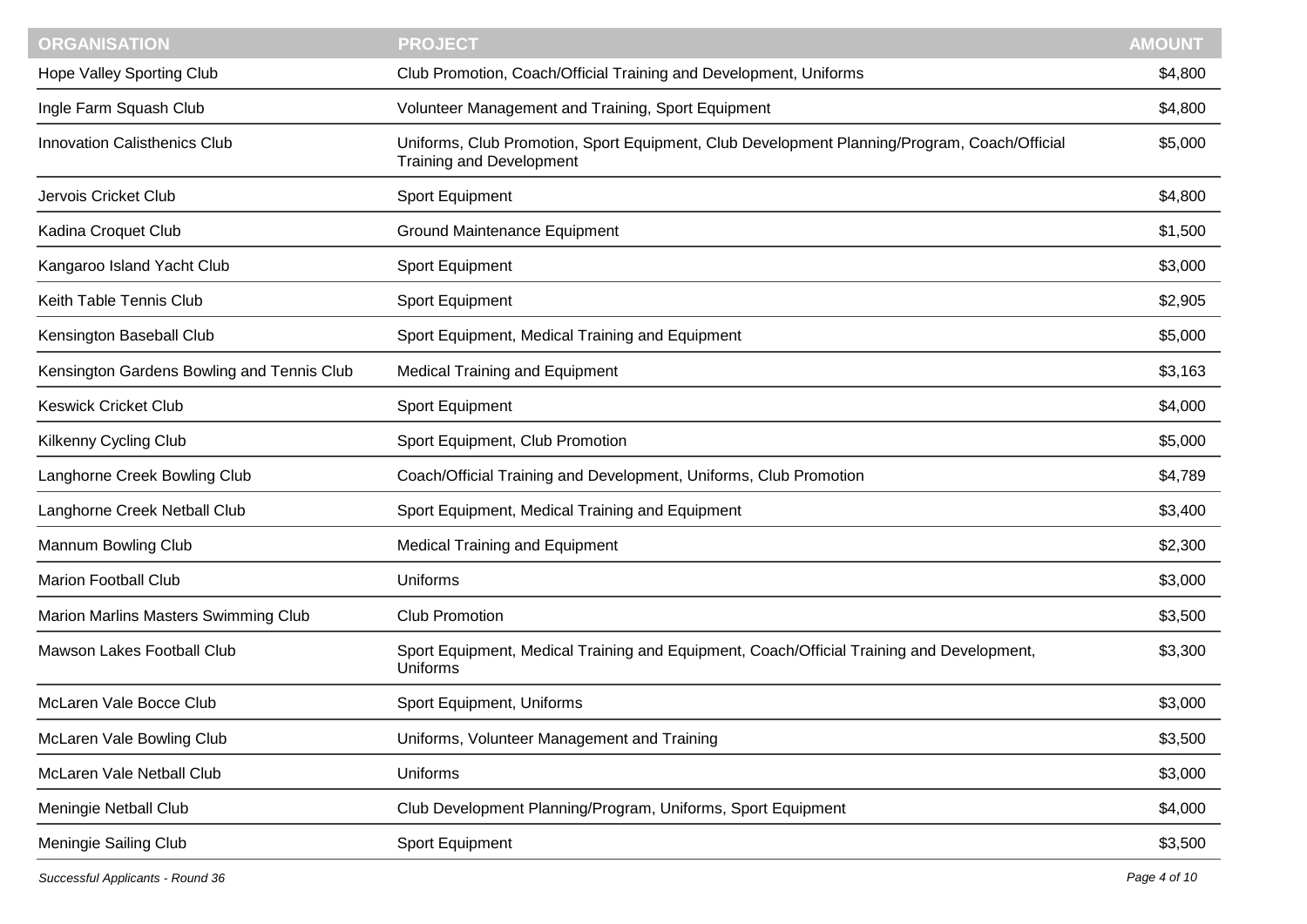| ORGANISATION | PROJECT | AMOUNT |
|---|---|---|
| Hope Valley Sporting Club | Club Promotion, Coach/Official Training and Development, Uniforms | $4,800 |
| Ingle Farm Squash Club | Volunteer Management and Training, Sport Equipment | $4,800 |
| Innovation Calisthenics Club | Uniforms, Club Promotion, Sport Equipment, Club Development Planning/Program, Coach/Official Training and Development | $5,000 |
| Jervois Cricket Club | Sport Equipment | $4,800 |
| Kadina Croquet Club | Ground Maintenance Equipment | $1,500 |
| Kangaroo Island Yacht Club | Sport Equipment | $3,000 |
| Keith Table Tennis Club | Sport Equipment | $2,905 |
| Kensington Baseball Club | Sport Equipment, Medical Training and Equipment | $5,000 |
| Kensington Gardens Bowling and Tennis Club | Medical Training and Equipment | $3,163 |
| Keswick Cricket Club | Sport Equipment | $4,000 |
| Kilkenny Cycling Club | Sport Equipment, Club Promotion | $5,000 |
| Langhorne Creek Bowling Club | Coach/Official Training and Development, Uniforms, Club Promotion | $4,789 |
| Langhorne Creek Netball Club | Sport Equipment, Medical Training and Equipment | $3,400 |
| Mannum Bowling Club | Medical Training and Equipment | $2,300 |
| Marion Football Club | Uniforms | $3,000 |
| Marion Marlins Masters Swimming Club | Club Promotion | $3,500 |
| Mawson Lakes Football Club | Sport Equipment, Medical Training and Equipment, Coach/Official Training and Development, Uniforms | $3,300 |
| McLaren Vale Bocce Club | Sport Equipment, Uniforms | $3,000 |
| McLaren Vale Bowling Club | Uniforms, Volunteer Management and Training | $3,500 |
| McLaren Vale Netball Club | Uniforms | $3,000 |
| Meningie Netball Club | Club Development Planning/Program, Uniforms, Sport Equipment | $4,000 |
| Meningie Sailing Club | Sport Equipment | $3,500 |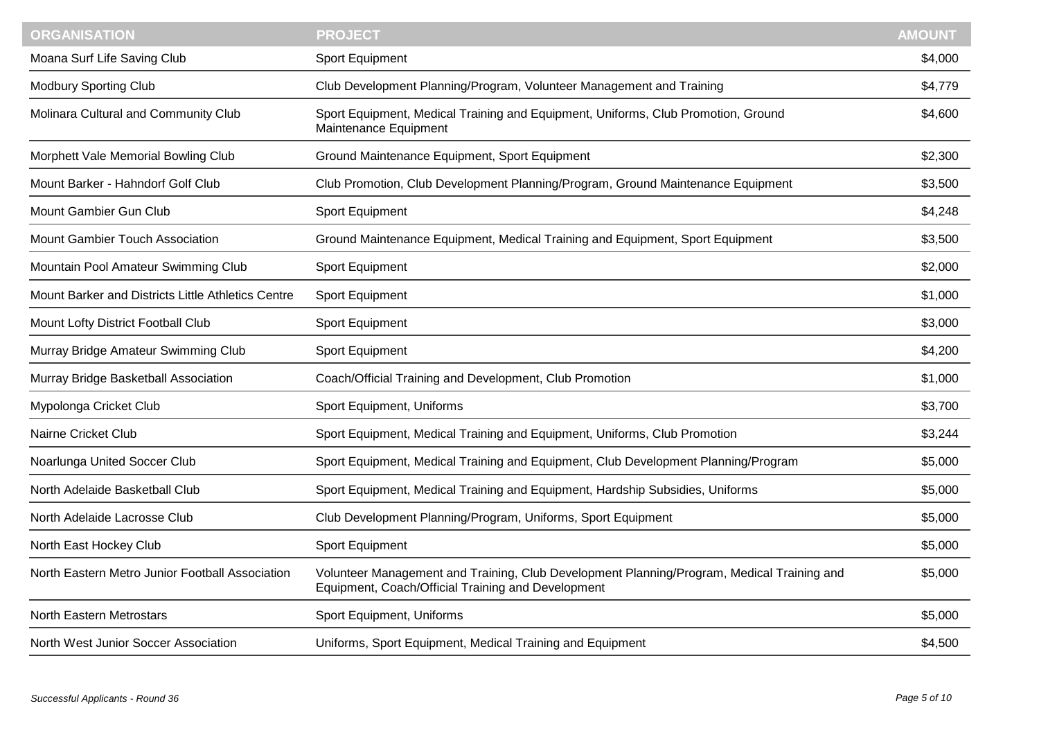| ORGANISATION | PROJECT | AMOUNT |
|---|---|---|
| Moana Surf Life Saving Club | Sport Equipment | $4,000 |
| Modbury Sporting Club | Club Development Planning/Program, Volunteer Management and Training | $4,779 |
| Molinara Cultural and Community Club | Sport Equipment, Medical Training and Equipment, Uniforms, Club Promotion, Ground Maintenance Equipment | $4,600 |
| Morphett Vale Memorial Bowling Club | Ground Maintenance Equipment, Sport Equipment | $2,300 |
| Mount Barker - Hahndorf Golf Club | Club Promotion, Club Development Planning/Program, Ground Maintenance Equipment | $3,500 |
| Mount Gambier Gun Club | Sport Equipment | $4,248 |
| Mount Gambier Touch Association | Ground Maintenance Equipment, Medical Training and Equipment, Sport Equipment | $3,500 |
| Mountain Pool Amateur Swimming Club | Sport Equipment | $2,000 |
| Mount Barker and Districts Little Athletics Centre | Sport Equipment | $1,000 |
| Mount Lofty District Football Club | Sport Equipment | $3,000 |
| Murray Bridge Amateur Swimming Club | Sport Equipment | $4,200 |
| Murray Bridge Basketball Association | Coach/Official Training and Development, Club Promotion | $1,000 |
| Mypolonga Cricket Club | Sport Equipment, Uniforms | $3,700 |
| Nairne Cricket Club | Sport Equipment, Medical Training and Equipment, Uniforms, Club Promotion | $3,244 |
| Noarlunga United Soccer Club | Sport Equipment, Medical Training and Equipment, Club Development Planning/Program | $5,000 |
| North Adelaide Basketball Club | Sport Equipment, Medical Training and Equipment, Hardship Subsidies, Uniforms | $5,000 |
| North Adelaide Lacrosse Club | Club Development Planning/Program, Uniforms, Sport Equipment | $5,000 |
| North East Hockey Club | Sport Equipment | $5,000 |
| North Eastern Metro Junior Football Association | Volunteer Management and Training, Club Development Planning/Program, Medical Training and Equipment, Coach/Official Training and Development | $5,000 |
| North Eastern Metrostars | Sport Equipment, Uniforms | $5,000 |
| North West Junior Soccer Association | Uniforms, Sport Equipment, Medical Training and Equipment | $4,500 |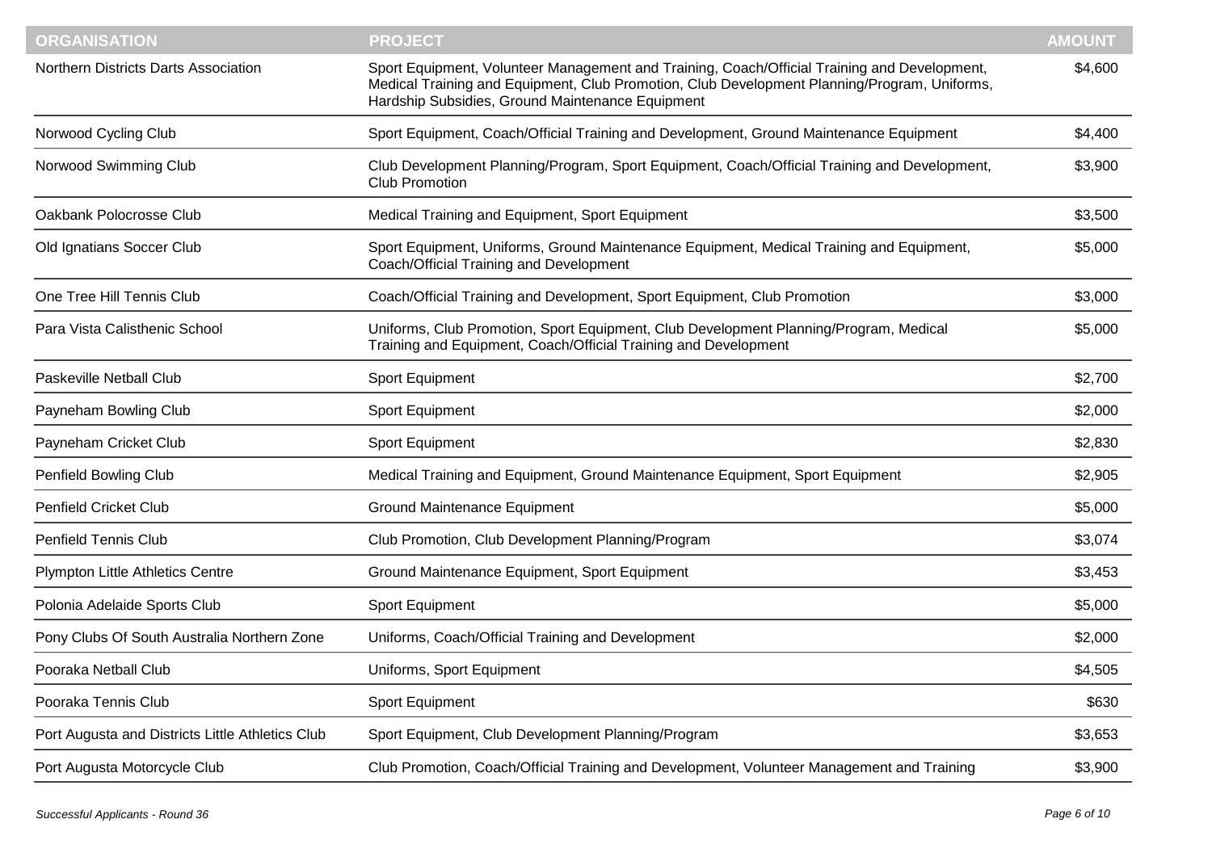| ORGANISATION | PROJECT | AMOUNT |
| --- | --- | --- |
| Northern Districts Darts Association | Sport Equipment, Volunteer Management and Training, Coach/Official Training and Development, Medical Training and Equipment, Club Promotion, Club Development Planning/Program, Uniforms, Hardship Subsidies, Ground Maintenance Equipment | $4,600 |
| Norwood Cycling Club | Sport Equipment, Coach/Official Training and Development, Ground Maintenance Equipment | $4,400 |
| Norwood Swimming Club | Club Development Planning/Program, Sport Equipment, Coach/Official Training and Development, Club Promotion | $3,900 |
| Oakbank Polocrosse Club | Medical Training and Equipment, Sport Equipment | $3,500 |
| Old Ignatians Soccer Club | Sport Equipment, Uniforms, Ground Maintenance Equipment, Medical Training and Equipment, Coach/Official Training and Development | $5,000 |
| One Tree Hill Tennis Club | Coach/Official Training and Development, Sport Equipment, Club Promotion | $3,000 |
| Para Vista Calisthenic School | Uniforms, Club Promotion, Sport Equipment, Club Development Planning/Program, Medical Training and Equipment, Coach/Official Training and Development | $5,000 |
| Paskeville Netball Club | Sport Equipment | $2,700 |
| Payneham Bowling Club | Sport Equipment | $2,000 |
| Payneham Cricket Club | Sport Equipment | $2,830 |
| Penfield Bowling Club | Medical Training and Equipment, Ground Maintenance Equipment, Sport Equipment | $2,905 |
| Penfield Cricket Club | Ground Maintenance Equipment | $5,000 |
| Penfield Tennis Club | Club Promotion, Club Development Planning/Program | $3,074 |
| Plympton Little Athletics Centre | Ground Maintenance Equipment, Sport Equipment | $3,453 |
| Polonia Adelaide Sports Club | Sport Equipment | $5,000 |
| Pony Clubs Of South Australia Northern Zone | Uniforms, Coach/Official Training and Development | $2,000 |
| Pooraka Netball Club | Uniforms, Sport Equipment | $4,505 |
| Pooraka Tennis Club | Sport Equipment | $630 |
| Port Augusta and Districts Little Athletics Club | Sport Equipment, Club Development Planning/Program | $3,653 |
| Port Augusta Motorcycle Club | Club Promotion, Coach/Official Training and Development, Volunteer Management and Training | $3,900 |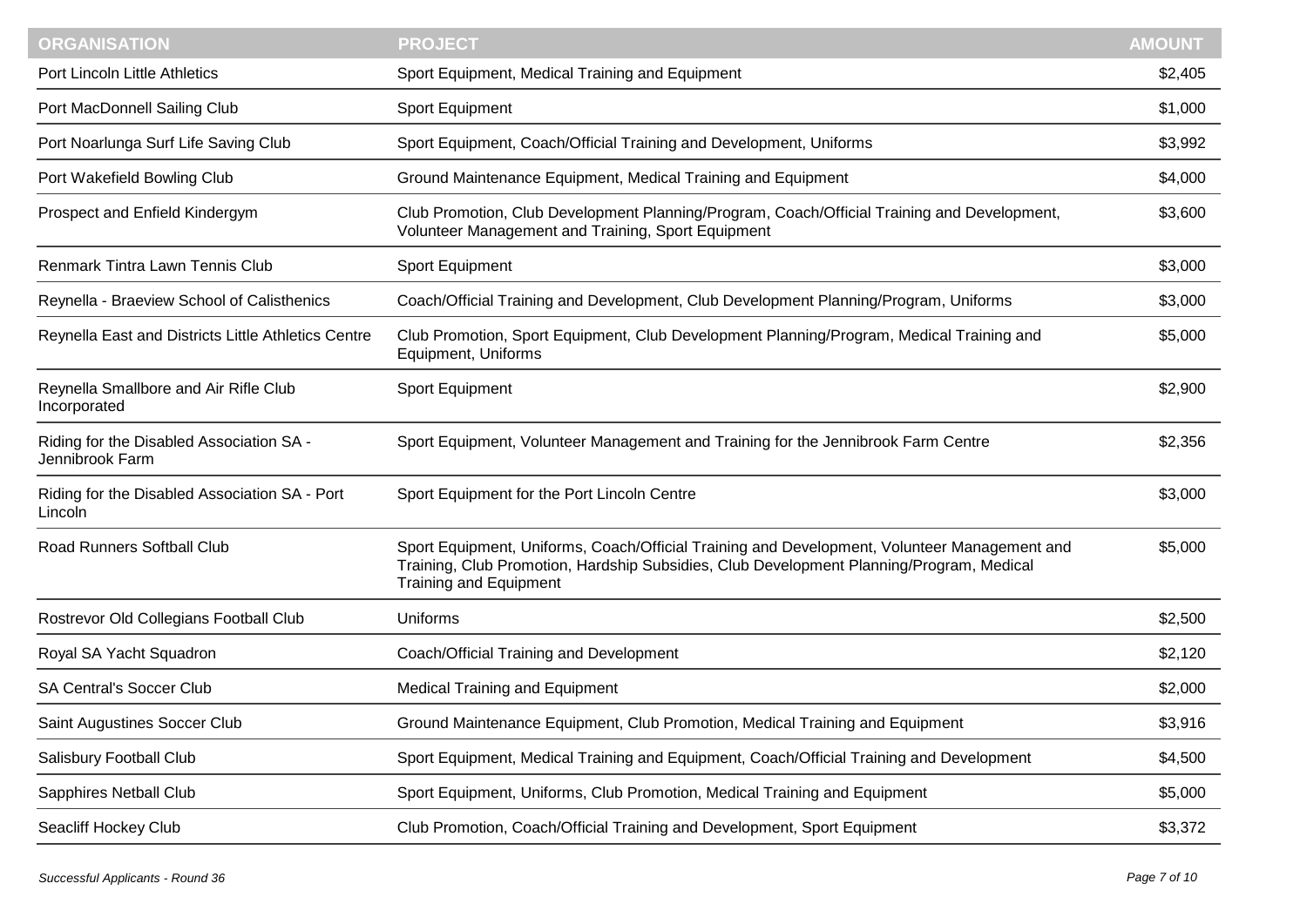| ORGANISATION | PROJECT | AMOUNT |
|---|---|---|
| Port Lincoln Little Athletics | Sport Equipment, Medical Training and Equipment | $2,405 |
| Port MacDonnell Sailing Club | Sport Equipment | $1,000 |
| Port Noarlunga Surf Life Saving Club | Sport Equipment, Coach/Official Training and Development, Uniforms | $3,992 |
| Port Wakefield Bowling Club | Ground Maintenance Equipment, Medical Training and Equipment | $4,000 |
| Prospect and Enfield Kindergym | Club Promotion, Club Development Planning/Program, Coach/Official Training and Development, Volunteer Management and Training, Sport Equipment | $3,600 |
| Renmark Tintra Lawn Tennis Club | Sport Equipment | $3,000 |
| Reynella - Braeview School of Calisthenics | Coach/Official Training and Development, Club Development Planning/Program, Uniforms | $3,000 |
| Reynella East and Districts Little Athletics Centre | Club Promotion, Sport Equipment, Club Development Planning/Program, Medical Training and Equipment, Uniforms | $5,000 |
| Reynella Smallbore and Air Rifle Club Incorporated | Sport Equipment | $2,900 |
| Riding for the Disabled Association SA - Jennibrook Farm | Sport Equipment, Volunteer Management and Training for the Jennibrook Farm Centre | $2,356 |
| Riding for the Disabled Association SA - Port Lincoln | Sport Equipment for the Port Lincoln Centre | $3,000 |
| Road Runners Softball Club | Sport Equipment, Uniforms, Coach/Official Training and Development, Volunteer Management and Training, Club Promotion, Hardship Subsidies, Club Development Planning/Program, Medical Training and Equipment | $5,000 |
| Rostrevor Old Collegians Football Club | Uniforms | $2,500 |
| Royal SA Yacht Squadron | Coach/Official Training and Development | $2,120 |
| SA Central's Soccer Club | Medical Training and Equipment | $2,000 |
| Saint Augustines Soccer Club | Ground Maintenance Equipment, Club Promotion, Medical Training and Equipment | $3,916 |
| Salisbury Football Club | Sport Equipment, Medical Training and Equipment, Coach/Official Training and Development | $4,500 |
| Sapphires Netball Club | Sport Equipment, Uniforms, Club Promotion, Medical Training and Equipment | $5,000 |
| Seacliff Hockey Club | Club Promotion, Coach/Official Training and Development, Sport Equipment | $3,372 |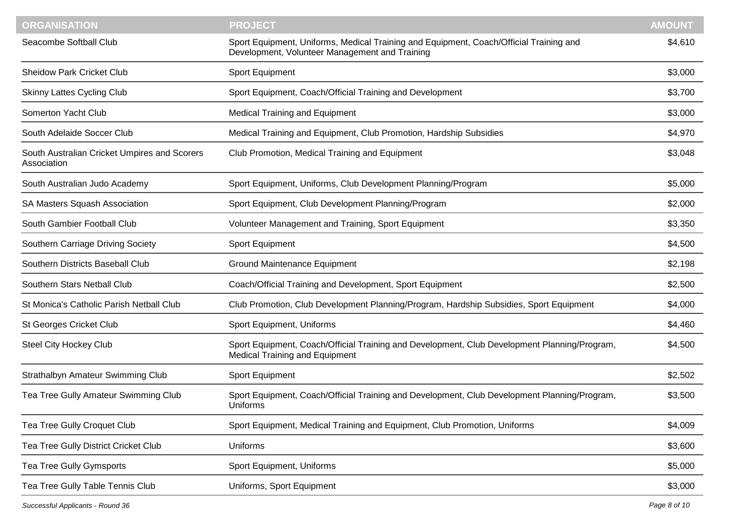| ORGANISATION | PROJECT | AMOUNT |
|---|---|---|
| Seacombe Softball Club | Sport Equipment, Uniforms, Medical Training and Equipment, Coach/Official Training and Development, Volunteer Management and Training | $4,610 |
| Sheidow Park Cricket Club | Sport Equipment | $3,000 |
| Skinny Lattes Cycling Club | Sport Equipment, Coach/Official Training and Development | $3,700 |
| Somerton Yacht Club | Medical Training and Equipment | $3,000 |
| South Adelaide Soccer Club | Medical Training and Equipment, Club Promotion, Hardship Subsidies | $4,970 |
| South Australian Cricket Umpires and Scorers Association | Club Promotion, Medical Training and Equipment | $3,048 |
| South Australian Judo Academy | Sport Equipment, Uniforms, Club Development Planning/Program | $5,000 |
| SA Masters Squash Association | Sport Equipment, Club Development Planning/Program | $2,000 |
| South Gambier Football Club | Volunteer Management and Training, Sport Equipment | $3,350 |
| Southern Carriage Driving Society | Sport Equipment | $4,500 |
| Southern Districts Baseball Club | Ground Maintenance Equipment | $2,198 |
| Southern Stars Netball Club | Coach/Official Training and Development, Sport Equipment | $2,500 |
| St Monica's Catholic Parish Netball Club | Club Promotion, Club Development Planning/Program, Hardship Subsidies, Sport Equipment | $4,000 |
| St Georges Cricket Club | Sport Equipment, Uniforms | $4,460 |
| Steel City Hockey Club | Sport Equipment, Coach/Official Training and Development, Club Development Planning/Program, Medical Training and Equipment | $4,500 |
| Strathalbyn Amateur Swimming Club | Sport Equipment | $2,502 |
| Tea Tree Gully Amateur Swimming Club | Sport Equipment, Coach/Official Training and Development, Club Development Planning/Program, Uniforms | $3,500 |
| Tea Tree Gully Croquet Club | Sport Equipment, Medical Training and Equipment, Club Promotion, Uniforms | $4,009 |
| Tea Tree Gully District Cricket Club | Uniforms | $3,600 |
| Tea Tree Gully Gymsports | Sport Equipment, Uniforms | $5,000 |
| Tea Tree Gully Table Tennis Club | Uniforms, Sport Equipment | $3,000 |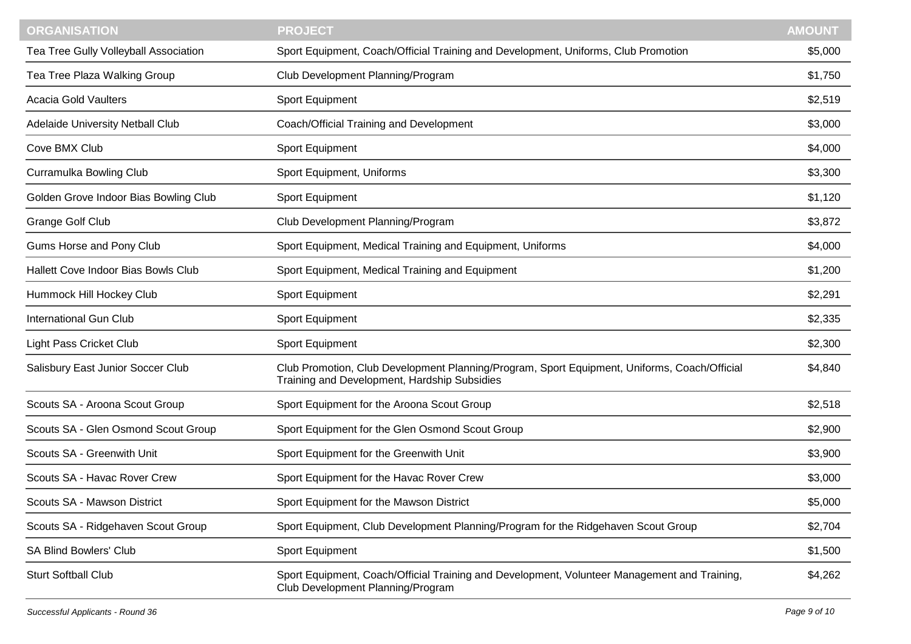| ORGANISATION | PROJECT | AMOUNT |
| --- | --- | --- |
| Tea Tree Gully Volleyball Association | Sport Equipment, Coach/Official Training and Development, Uniforms, Club Promotion | $5,000 |
| Tea Tree Plaza Walking Group | Club Development Planning/Program | $1,750 |
| Acacia Gold Vaulters | Sport Equipment | $2,519 |
| Adelaide University Netball Club | Coach/Official Training and Development | $3,000 |
| Cove BMX Club | Sport Equipment | $4,000 |
| Curramulka Bowling Club | Sport Equipment, Uniforms | $3,300 |
| Golden Grove Indoor Bias Bowling Club | Sport Equipment | $1,120 |
| Grange Golf Club | Club Development Planning/Program | $3,872 |
| Gums Horse and Pony Club | Sport Equipment, Medical Training and Equipment, Uniforms | $4,000 |
| Hallett Cove Indoor Bias Bowls Club | Sport Equipment, Medical Training and Equipment | $1,200 |
| Hummock Hill Hockey Club | Sport Equipment | $2,291 |
| International Gun Club | Sport Equipment | $2,335 |
| Light Pass Cricket Club | Sport Equipment | $2,300 |
| Salisbury East Junior Soccer Club | Club Promotion, Club Development Planning/Program, Sport Equipment, Uniforms, Coach/Official Training and Development, Hardship Subsidies | $4,840 |
| Scouts SA - Aroona Scout Group | Sport Equipment for the Aroona Scout Group | $2,518 |
| Scouts SA - Glen Osmond Scout Group | Sport Equipment for the Glen Osmond Scout Group | $2,900 |
| Scouts SA - Greenwith Unit | Sport Equipment for the Greenwith Unit | $3,900 |
| Scouts SA - Havac Rover Crew | Sport Equipment for the Havac Rover Crew | $3,000 |
| Scouts SA - Mawson District | Sport Equipment for the Mawson District | $5,000 |
| Scouts SA - Ridgehaven Scout Group | Sport Equipment, Club Development Planning/Program for the Ridgehaven Scout Group | $2,704 |
| SA Blind Bowlers' Club | Sport Equipment | $1,500 |
| Sturt Softball Club | Sport Equipment, Coach/Official Training and Development, Volunteer Management and Training, Club Development Planning/Program | $4,262 |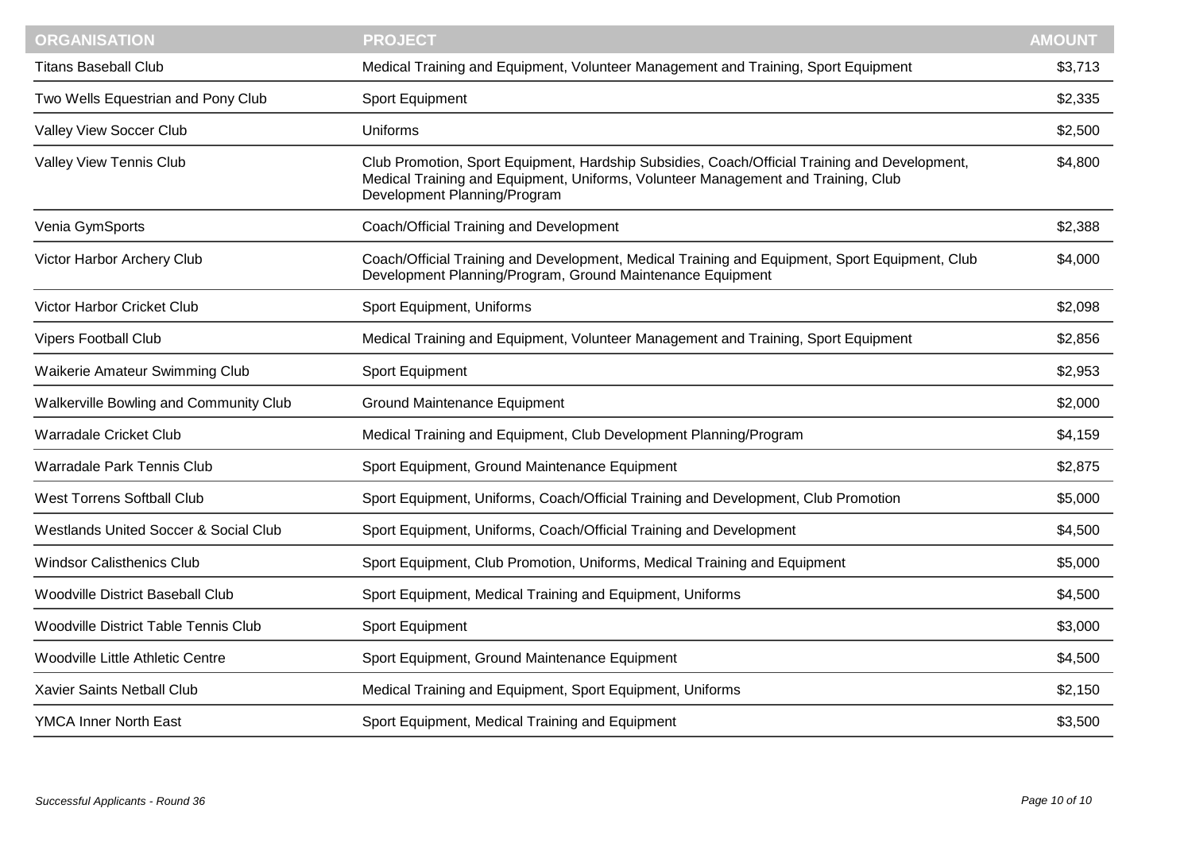| ORGANISATION | PROJECT | AMOUNT |
| --- | --- | --- |
| Titans Baseball Club | Medical Training and Equipment, Volunteer Management and Training, Sport Equipment | $3,713 |
| Two Wells Equestrian and Pony Club | Sport Equipment | $2,335 |
| Valley View Soccer Club | Uniforms | $2,500 |
| Valley View Tennis Club | Club Promotion, Sport Equipment, Hardship Subsidies, Coach/Official Training and Development, Medical Training and Equipment, Uniforms, Volunteer Management and Training, Club Development Planning/Program | $4,800 |
| Venia GymSports | Coach/Official Training and Development | $2,388 |
| Victor Harbor Archery Club | Coach/Official Training and Development, Medical Training and Equipment, Sport Equipment, Club Development Planning/Program, Ground Maintenance Equipment | $4,000 |
| Victor Harbor Cricket Club | Sport Equipment, Uniforms | $2,098 |
| Vipers Football Club | Medical Training and Equipment, Volunteer Management and Training, Sport Equipment | $2,856 |
| Waikerie Amateur Swimming Club | Sport Equipment | $2,953 |
| Walkerville Bowling and Community Club | Ground Maintenance Equipment | $2,000 |
| Warradale Cricket Club | Medical Training and Equipment, Club Development Planning/Program | $4,159 |
| Warradale Park Tennis Club | Sport Equipment, Ground Maintenance Equipment | $2,875 |
| West Torrens Softball Club | Sport Equipment, Uniforms, Coach/Official Training and Development, Club Promotion | $5,000 |
| Westlands United Soccer & Social Club | Sport Equipment, Uniforms, Coach/Official Training and Development | $4,500 |
| Windsor Calisthenics Club | Sport Equipment, Club Promotion, Uniforms, Medical Training and Equipment | $5,000 |
| Woodville District Baseball Club | Sport Equipment, Medical Training and Equipment, Uniforms | $4,500 |
| Woodville District Table Tennis Club | Sport Equipment | $3,000 |
| Woodville Little Athletic Centre | Sport Equipment, Ground Maintenance Equipment | $4,500 |
| Xavier Saints Netball Club | Medical Training and Equipment, Sport Equipment, Uniforms | $2,150 |
| YMCA Inner North East | Sport Equipment, Medical Training and Equipment | $3,500 |